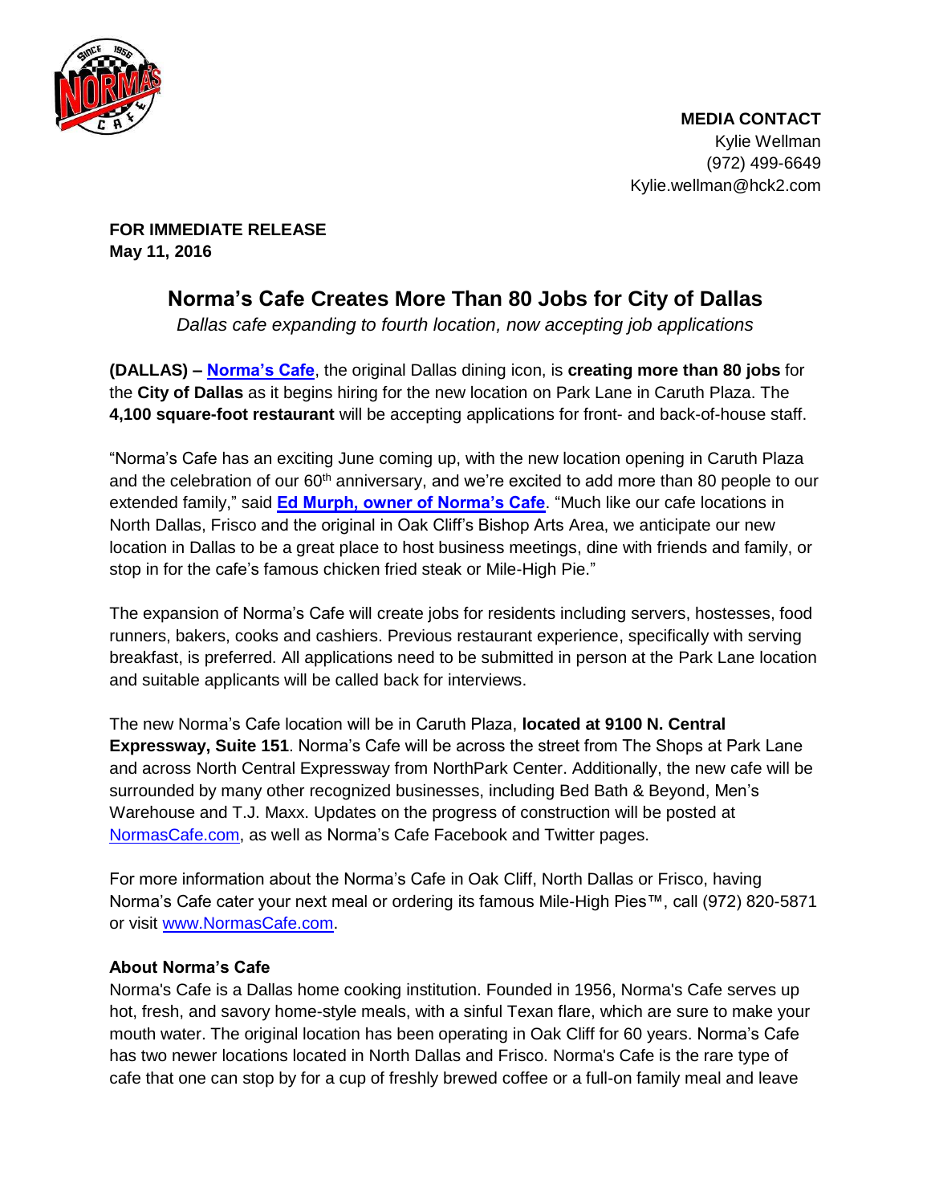**MEDIA CONTACT**
Kylie Wellman
(972) 499-6649
Kylie.wellman@hck2.com

**FOR IMMEDIATE RELEASE**
**May 11, 2016**

# Norma's Cafe Creates More Than 80 Jobs for City of Dallas

*Dallas cafe expanding to fourth location, now accepting job applications*

**(DALLAS) – Norma's Cafe**, the original Dallas dining icon, is **creating more than 80 jobs** for the **City of Dallas** as it begins hiring for the new location on Park Lane in Caruth Plaza. The **4,100 square-foot restaurant** will be accepting applications for front- and back-of-house staff.

"Norma's Cafe has an exciting June coming up, with the new location opening in Caruth Plaza and the celebration of our 60th anniversary, and we're excited to add more than 80 people to our extended family," said **Ed Murph, owner of Norma's Cafe**. "Much like our cafe locations in North Dallas, Frisco and the original in Oak Cliff's Bishop Arts Area, we anticipate our new location in Dallas to be a great place to host business meetings, dine with friends and family, or stop in for the cafe's famous chicken fried steak or Mile-High Pie."

The expansion of Norma's Cafe will create jobs for residents including servers, hostesses, food runners, bakers, cooks and cashiers. Previous restaurant experience, specifically with serving breakfast, is preferred. All applications need to be submitted in person at the Park Lane location and suitable applicants will be called back for interviews.

The new Norma's Cafe location will be in Caruth Plaza, **located at 9100 N. Central Expressway, Suite 151**. Norma's Cafe will be across the street from The Shops at Park Lane and across North Central Expressway from NorthPark Center. Additionally, the new cafe will be surrounded by many other recognized businesses, including Bed Bath & Beyond, Men's Warehouse and T.J. Maxx. Updates on the progress of construction will be posted at NormasCafe.com, as well as Norma's Cafe Facebook and Twitter pages.

For more information about the Norma's Cafe in Oak Cliff, North Dallas or Frisco, having Norma's Cafe cater your next meal or ordering its famous Mile-High Pies™, call (972) 820-5871 or visit www.NormasCafe.com.

### About Norma's Cafe

Norma's Cafe is a Dallas home cooking institution. Founded in 1956, Norma's Cafe serves up hot, fresh, and savory home-style meals, with a sinful Texan flare, which are sure to make your mouth water. The original location has been operating in Oak Cliff for 60 years. Norma's Cafe has two newer locations located in North Dallas and Frisco. Norma's Cafe is the rare type of cafe that one can stop by for a cup of freshly brewed coffee or a full-on family meal and leave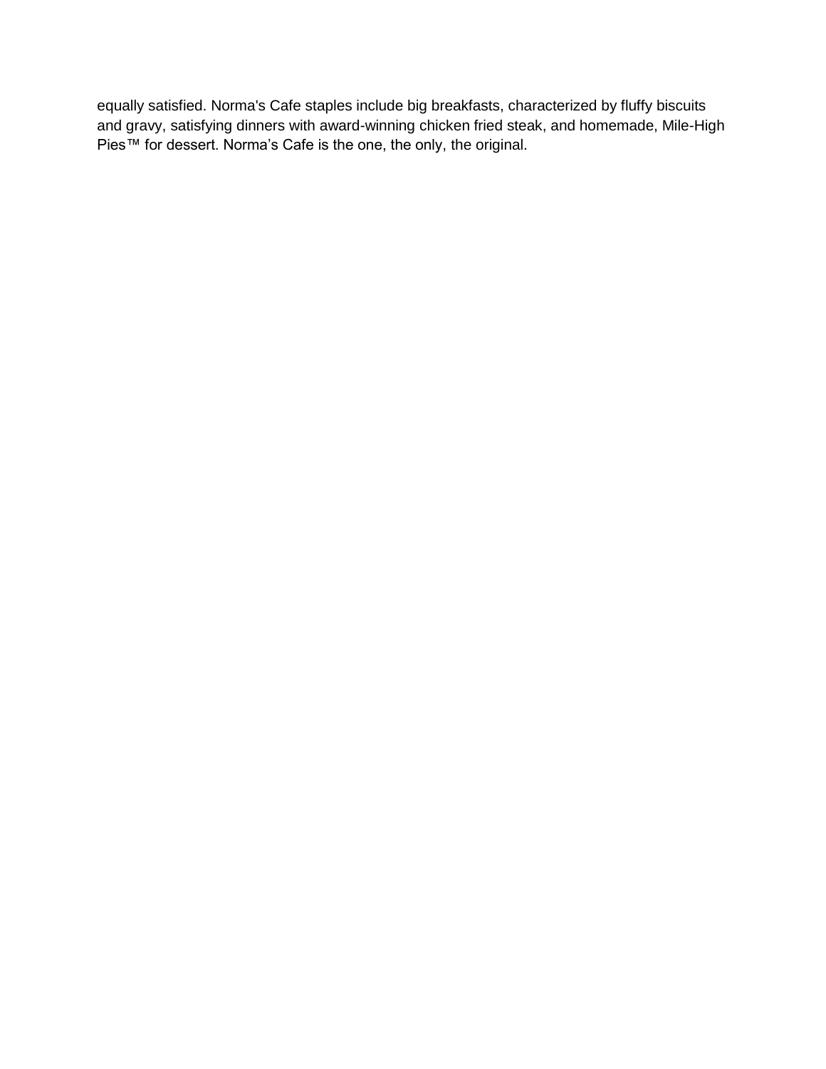equally satisfied. Norma's Cafe staples include big breakfasts, characterized by fluffy biscuits and gravy, satisfying dinners with award-winning chicken fried steak, and homemade, Mile-High Pies™ for dessert. Norma’s Cafe is the one, the only, the original.